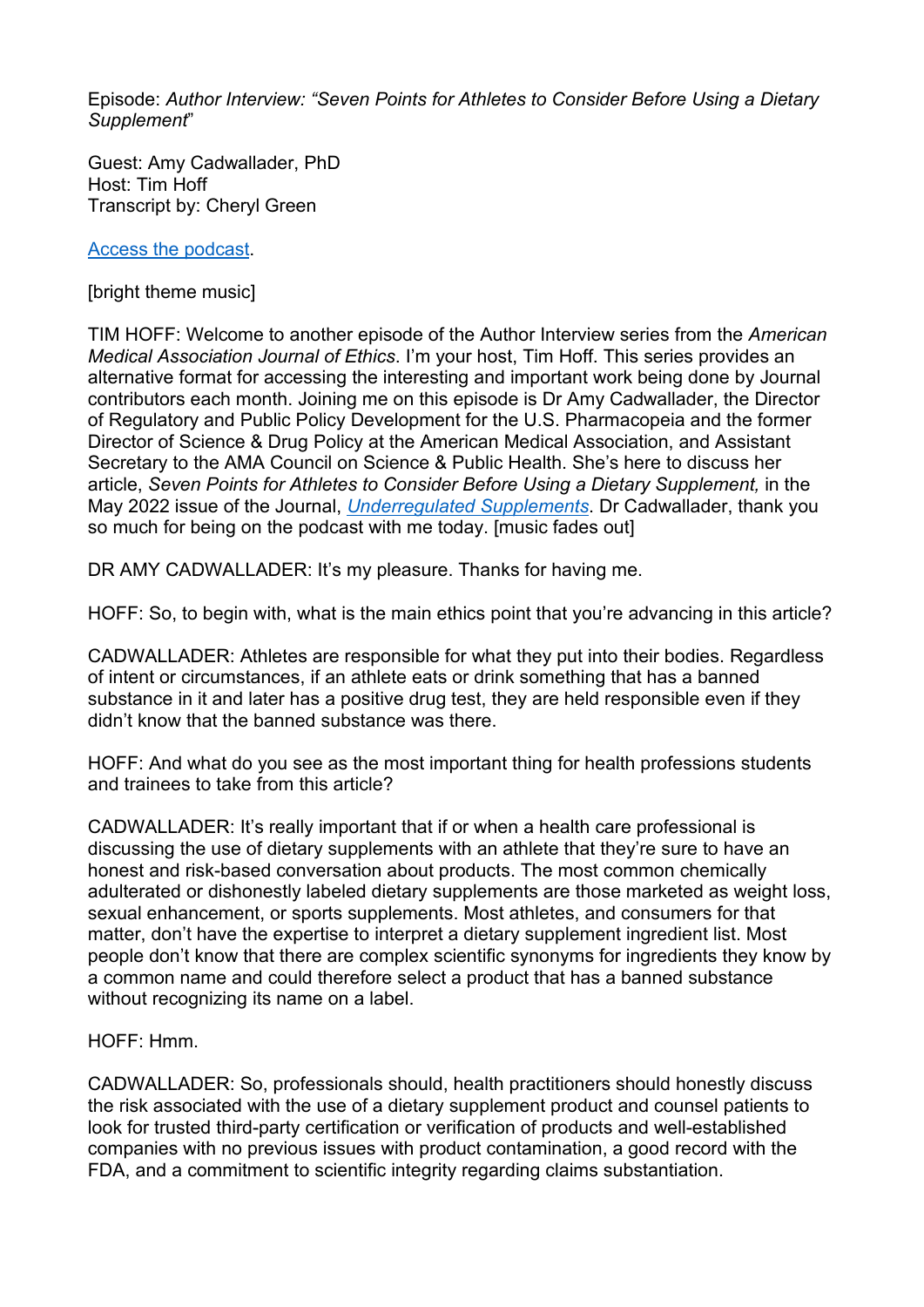Episode: *Author Interview: "Seven Points for Athletes to Consider Before Using a Dietary Supplement*"

Guest: Amy Cadwallader, PhD
Host: Tim Hoff
Transcript by: Cheryl Green

[Access the podcast](#).

[bright theme music]

TIM HOFF: Welcome to another episode of the Author Interview series from the *American Medical Association Journal of Ethics*. I'm your host, Tim Hoff. This series provides an alternative format for accessing the interesting and important work being done by Journal contributors each month. Joining me on this episode is Dr Amy Cadwallader, the Director of Regulatory and Public Policy Development for the U.S. Pharmacopeia and the former Director of Science & Drug Policy at the American Medical Association, and Assistant Secretary to the AMA Council on Science & Public Health. She's here to discuss her article, *Seven Points for Athletes to Consider Before Using a Dietary Supplement,* in the May 2022 issue of the Journal, [*Underregulated Supplements*](#). Dr Cadwallader, thank you so much for being on the podcast with me today. [music fades out]

DR AMY CADWALLADER: It's my pleasure. Thanks for having me.

HOFF: So, to begin with, what is the main ethics point that you're advancing in this article?

CADWALLADER: Athletes are responsible for what they put into their bodies. Regardless of intent or circumstances, if an athlete eats or drink something that has a banned substance in it and later has a positive drug test, they are held responsible even if they didn't know that the banned substance was there.

HOFF: And what do you see as the most important thing for health professions students and trainees to take from this article?

CADWALLADER: It's really important that if or when a health care professional is discussing the use of dietary supplements with an athlete that they're sure to have an honest and risk-based conversation about products. The most common chemically adulterated or dishonestly labeled dietary supplements are those marketed as weight loss, sexual enhancement, or sports supplements. Most athletes, and consumers for that matter, don't have the expertise to interpret a dietary supplement ingredient list. Most people don't know that there are complex scientific synonyms for ingredients they know by a common name and could therefore select a product that has a banned substance without recognizing its name on a label.

HOFF: Hmm.

CADWALLADER: So, professionals should, health practitioners should honestly discuss the risk associated with the use of a dietary supplement product and counsel patients to look for trusted third-party certification or verification of products and well-established companies with no previous issues with product contamination, a good record with the FDA, and a commitment to scientific integrity regarding claims substantiation.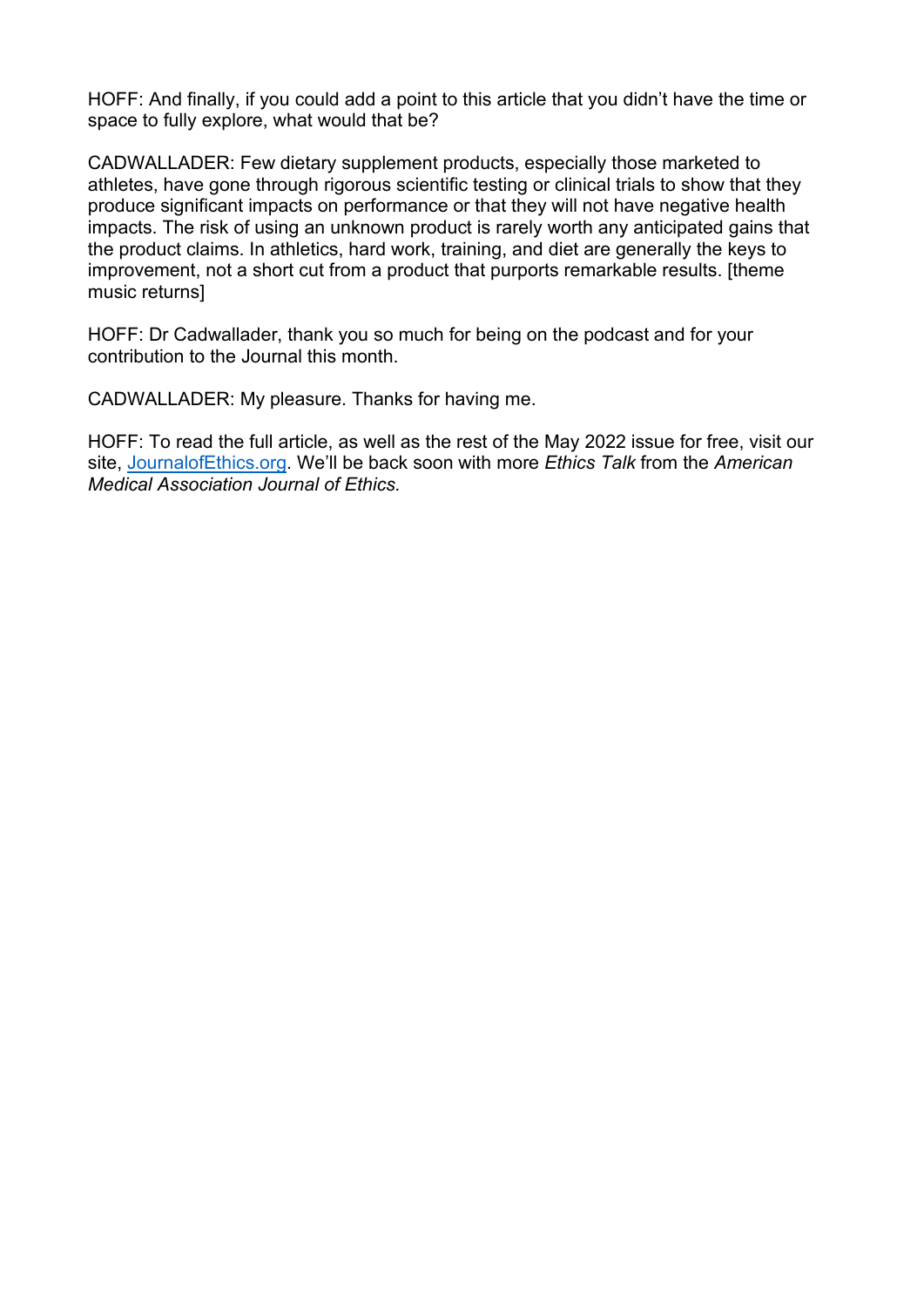HOFF: And finally, if you could add a point to this article that you didn't have the time or space to fully explore, what would that be?

CADWALLADER: Few dietary supplement products, especially those marketed to athletes, have gone through rigorous scientific testing or clinical trials to show that they produce significant impacts on performance or that they will not have negative health impacts. The risk of using an unknown product is rarely worth any anticipated gains that the product claims. In athletics, hard work, training, and diet are generally the keys to improvement, not a short cut from a product that purports remarkable results. [theme music returns]

HOFF: Dr Cadwallader, thank you so much for being on the podcast and for your contribution to the Journal this month.

CADWALLADER: My pleasure. Thanks for having me.

HOFF: To read the full article, as well as the rest of the May 2022 issue for free, visit our site, [JournalofEthics.org](https://JournalofEthics.org). We'll be back soon with more *Ethics Talk* from the *American Medical Association Journal of Ethics.*